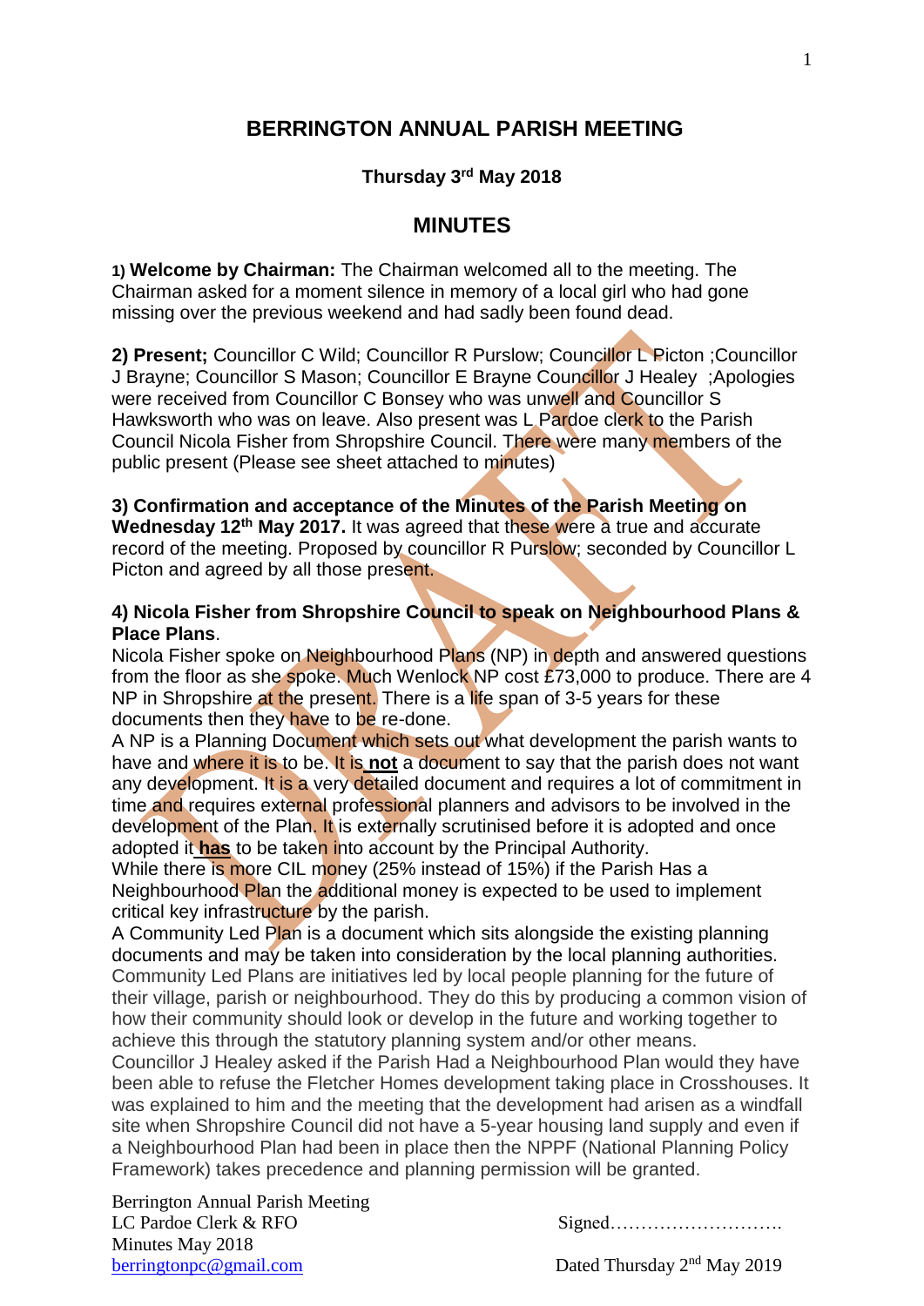# BERRINGTON ANNUAL PARISH MEETING

**Thursday 3rd May 2018**

## MINUTES

**1) Welcome by Chairman:** The Chairman welcomed all to the meeting. The Chairman asked for a moment silence in memory of a local girl who had gone missing over the previous weekend and had sadly been found dead.

**2) Present;** Councillor C Wild; Councillor R Purslow; Councillor L Picton ;Councillor J Brayne; Councillor S Mason; Councillor E Brayne Councillor J Healey ;Apologies were received from Councillor C Bonsey who was unwell and Councillor S Hawksworth who was on leave. Also present was L Pardoe clerk to the Parish Council Nicola Fisher from Shropshire Council. There were many members of the public present (Please see sheet attached to minutes)

**3) Confirmation and acceptance of the Minutes of the Parish Meeting on Wednesday 12th May 2017.** It was agreed that these were a true and accurate record of the meeting. Proposed by councillor R Purslow; seconded by Councillor L Picton and agreed by all those present.

**4) Nicola Fisher from Shropshire Council to speak on Neighbourhood Plans & Place Plans**.

Nicola Fisher spoke on Neighbourhood Plans (NP) in depth and answered questions from the floor as she spoke. Much Wenlock NP cost £73,000 to produce. There are 4 NP in Shropshire at the present. There is a life span of 3-5 years for these documents then they have to be re-done.

A NP is a Planning Document which sets out what development the parish wants to have and where it is to be. It is **not** a document to say that the parish does not want any development. It is a very detailed document and requires a lot of commitment in time and requires external professional planners and advisors to be involved in the development of the Plan. It is externally scrutinised before it is adopted and once adopted it **has** to be taken into account by the Principal Authority.

While there is more CIL money (25% instead of 15%) if the Parish Has a Neighbourhood Plan the additional money is expected to be used to implement critical key infrastructure by the parish.

A Community Led Plan is a document which sits alongside the existing planning documents and may be taken into consideration by the local planning authorities. Community Led Plans are initiatives led by local people planning for the future of their village, parish or neighbourhood. They do this by producing a common vision of how their community should look or develop in the future and working together to achieve this through the statutory planning system and/or other means.

Councillor J Healey asked if the Parish Had a Neighbourhood Plan would they have been able to refuse the Fletcher Homes development taking place in Crosshouses. It was explained to him and the meeting that the development had arisen as a windfall site when Shropshire Council did not have a 5-year housing land supply and even if a Neighbourhood Plan had been in place then the NPPF (National Planning Policy Framework) takes precedence and planning permission will be granted.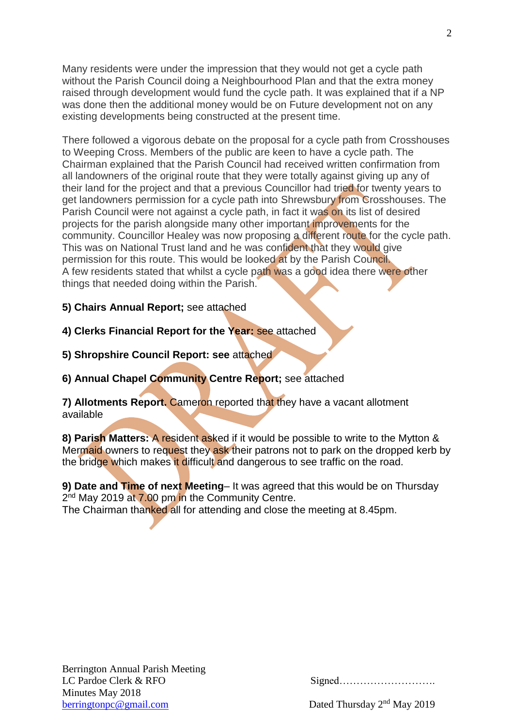Many residents were under the impression that they would not get a cycle path without the Parish Council doing a Neighbourhood Plan and that the extra money raised through development would fund the cycle path. It was explained that if a NP was done then the additional money would be on Future development not on any existing developments being constructed at the present time.

There followed a vigorous debate on the proposal for a cycle path from Crosshouses to Weeping Cross. Members of the public are keen to have a cycle path. The Chairman explained that the Parish Council had received written confirmation from all landowners of the original route that they were totally against giving up any of their land for the project and that a previous Councillor had tried for twenty years to get landowners permission for a cycle path into Shrewsbury from Crosshouses. The Parish Council were not against a cycle path, in fact it was on its list of desired projects for the parish alongside many other important improvements for the community. Councillor Healey was now proposing a different route for the cycle path. This was on National Trust land and he was confident that they would give permission for this route. This would be looked at by the Parish Council.
A few residents stated that whilst a cycle path was a good idea there were other things that needed doing within the Parish.

**5) Chairs Annual Report;** see attached

**4) Clerks Financial Report for the Year:** see attached

**5) Shropshire Council Report: see** attached

**6) Annual Chapel Community Centre Report;** see attached

**7) Allotments Report.** Cameron reported that they have a vacant allotment available

**8) Parish Matters:** A resident asked if it would be possible to write to the Mytton & Mermaid owners to request they ask their patrons not to park on the dropped kerb by the bridge which makes it difficult and dangerous to see traffic on the road.

**9) Date and Time of next Meeting**– It was agreed that this would be on Thursday 2nd May 2019 at 7.00 pm in the Community Centre.
The Chairman thanked all for attending and close the meeting at 8.45pm.

Berrington Annual Parish Meeting
LC Pardoe Clerk & RFO
Minutes May 2018
berringtonpc@gmail.com

Signed……………………….

Dated Thursday 2nd May 2019